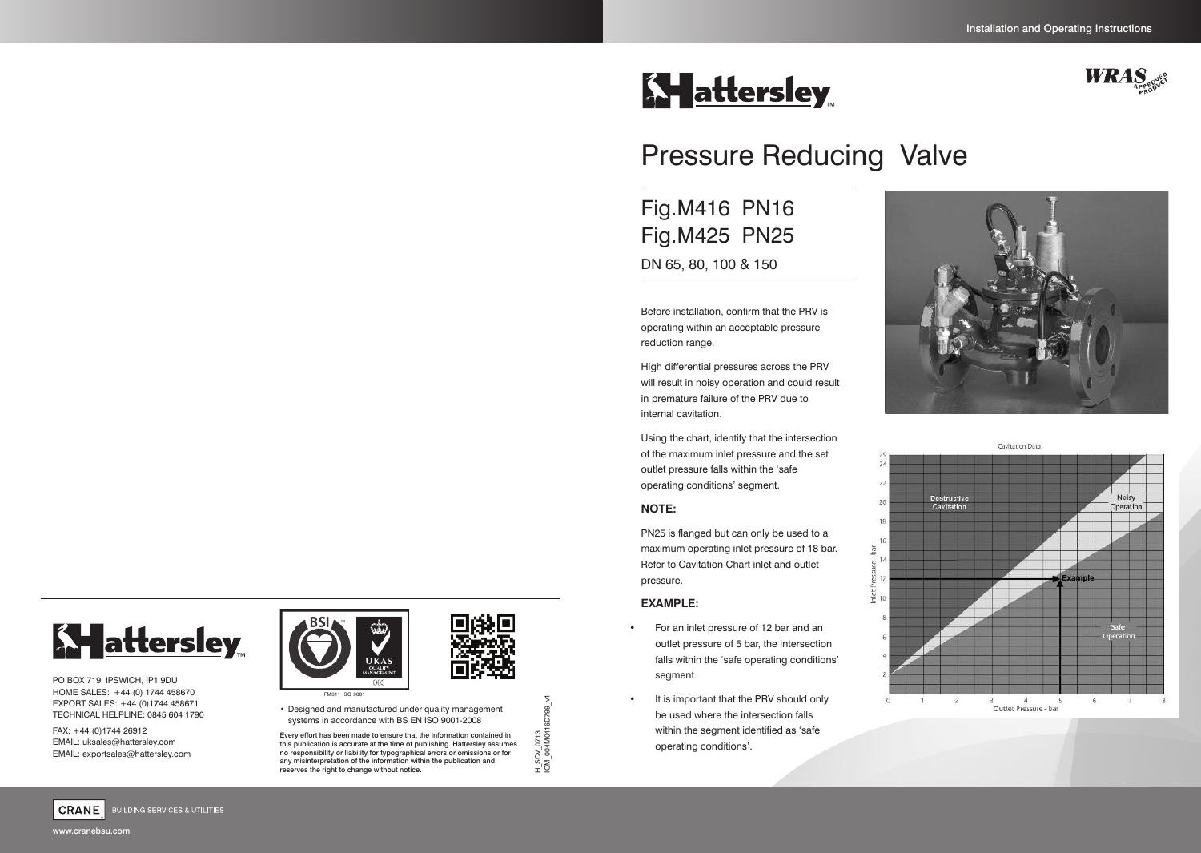Installation and Operating Instructions

# Pressure Reducing Valve

## Fig.M416 PN16
## Fig.M425 PN25

DN 65, 80, 100 & 150

Before installation, confirm that the PRV is operating within an acceptable pressure reduction range.

High differential pressures across the PRV will result in noisy operation and could result in premature failure of the PRV due to internal cavitation.

Using the chart, identify that the intersection of the maximum inlet pressure and the set outlet pressure falls within the 'safe operating conditions' segment.

### NOTE:

PN25 is flanged but can only be used to a maximum operating inlet pressure of 18 bar. Refer to Cavitation Chart inlet and outlet pressure.

### EXAMPLE:

- For an inlet pressure of 12 bar and an outlet pressure of 5 bar, the intersection falls within the 'safe operating conditions' segment
- It is important that the PRV should only be used where the intersection falls within the segment identified as 'safe operating conditions'.

Cavitation Data

PO BOX 719, IPSWICH, IP1 9DU
HOME SALES: +44 (0) 1744 458670
EXPORT SALES: +44 (0)1744 458671
TECHNICAL HELPLINE: 0845 604 1790

FAX: +44 (0)1744 26912
EMAIL: uksales@hattersley.com
EMAIL: exportsales@hattersley.com

FM311 ISO 9001

- Designed and manufactured under quality management systems in accordance with BS EN ISO 9001-2008

Every effort has been made to ensure that the information contained in this publication is accurate at the time of publishing. Hattersley assumes no responsibility or liability for typographical errors or omissions or for any misinterpretation of the information within the publication and reserves the right to change without notice.

H_SCV_0713
IOM_004M0416D799_v1

CRANE BUILDING SERVICES & UTILITIES

www.cranebsu.com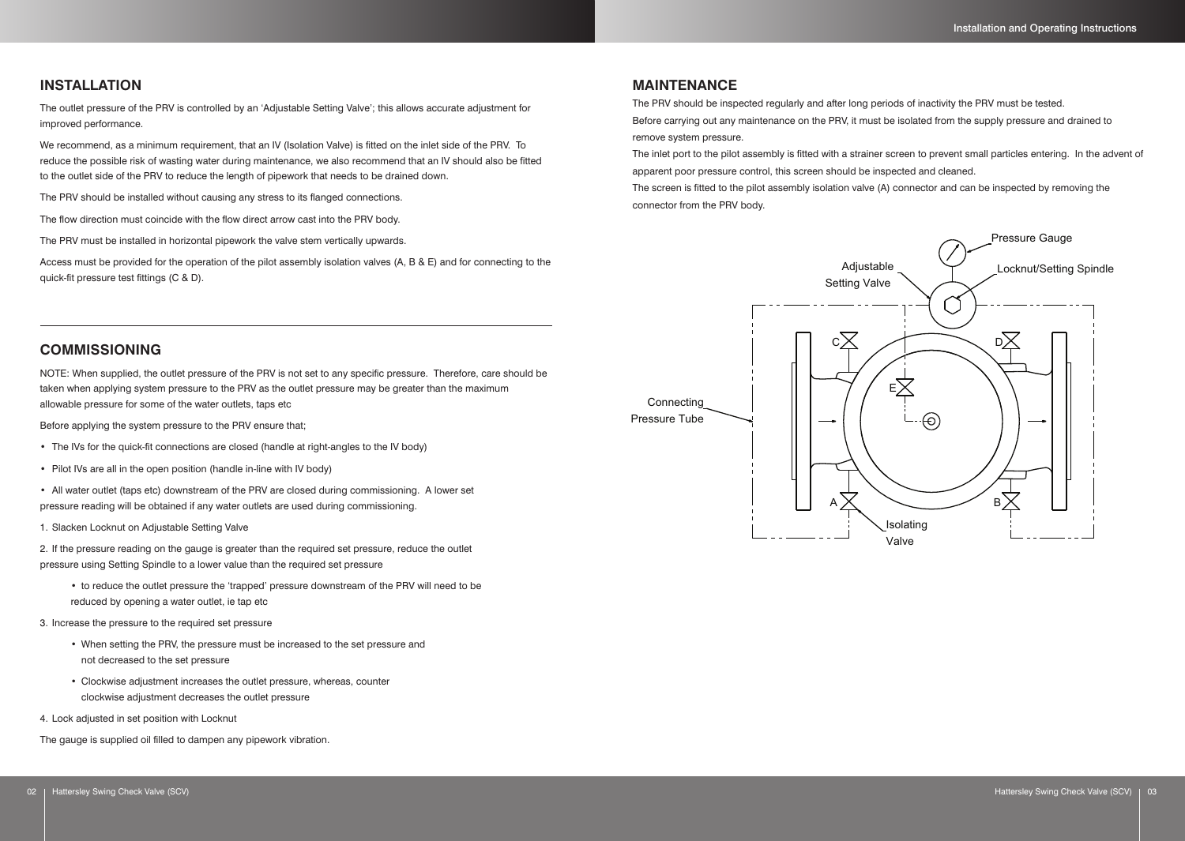## INSTALLATION

The outlet pressure of the PRV is controlled by an 'Adjustable Setting Valve'; this allows accurate adjustment for improved performance.

We recommend, as a minimum requirement, that an IV (Isolation Valve) is fitted on the inlet side of the PRV. To reduce the possible risk of wasting water during maintenance, we also recommend that an IV should also be fitted to the outlet side of the PRV to reduce the length of pipework that needs to be drained down.

The PRV should be installed without causing any stress to its flanged connections.

The flow direction must coincide with the flow direct arrow cast into the PRV body.

The PRV must be installed in horizontal pipework the valve stem vertically upwards.

Access must be provided for the operation of the pilot assembly isolation valves (A, B & E) and for connecting to the quick-fit pressure test fittings (C & D).

## COMMISSIONING

NOTE: When supplied, the outlet pressure of the PRV is not set to any specific pressure. Therefore, care should be taken when applying system pressure to the PRV as the outlet pressure may be greater than the maximum allowable pressure for some of the water outlets, taps etc

Before applying the system pressure to the PRV ensure that;

- The IVs for the quick-fit connections are closed (handle at right-angles to the IV body)
- Pilot IVs are all in the open position (handle in-line with IV body)
- All water outlet (taps etc) downstream of the PRV are closed during commissioning. A lower set pressure reading will be obtained if any water outlets are used during commissioning.

1. Slacken Locknut on Adjustable Setting Valve
2. If the pressure reading on the gauge is greater than the required set pressure, reduce the outlet pressure using Setting Spindle to a lower value than the required set pressure
   - to reduce the outlet pressure the 'trapped' pressure downstream of the PRV will need to be reduced by opening a water outlet, ie tap etc
3. Increase the pressure to the required set pressure
   - When setting the PRV, the pressure must be increased to the set pressure and not decreased to the set pressure
   - Clockwise adjustment increases the outlet pressure, whereas, counter clockwise adjustment decreases the outlet pressure
4. Lock adjusted in set position with Locknut

The gauge is supplied oil filled to dampen any pipework vibration.

## MAINTENANCE

The PRV should be inspected regularly and after long periods of inactivity the PRV must be tested.

Before carrying out any maintenance on the PRV, it must be isolated from the supply pressure and drained to remove system pressure.

The inlet port to the pilot assembly is fitted with a strainer screen to prevent small particles entering. In the advent of apparent poor pressure control, this screen should be inspected and cleaned.

The screen is fitted to the pilot assembly isolation valve (A) connector and can be inspected by removing the connector from the PRV body.

Pressure Gauge

Adjustable Setting Valve

Locknut/Setting Spindle

C

D

E

Connecting Pressure Tube

A

B

Isolating Valve